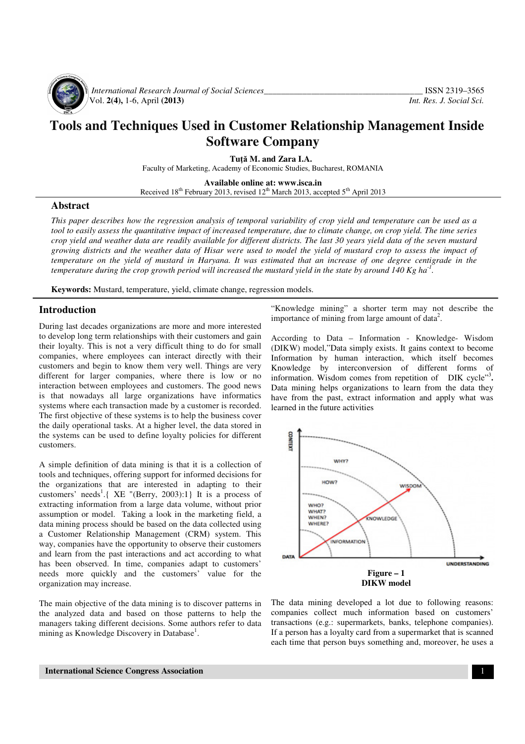# Tools and Techniques Used in Customer Relationship Management Inside Software Company

**Tuță M. and Zara I.A.**

Faculty of Marketing, Academy of Economic Studies, Bucharest, ROMANIA

**Available online at: www.isca.in**

Received 18th February 2013, revised 12th March 2013, accepted 5th April 2013

## Abstract

*This paper describes how the regression analysis of temporal variability of crop yield and temperature can be used as a tool to easily assess the quantitative impact of increased temperature, due to climate change, on crop yield. The time series crop yield and weather data are readily available for different districts. The last 30 years yield data of the seven mustard growing districts and the weather data of Hisar were used to model the yield of mustard crop to assess the impact of temperature on the yield of mustard in Haryana. It was estimated that an increase of one degree centigrade in the temperature during the crop growth period will increased the mustard yield in the state by around 140 Kg ha$^{-1}$.*

**Keywords:** Mustard, temperature, yield, climate change, regression models.

## Introduction

During last decades organizations are more and more interested to develop long term relationships with their customers and gain their loyalty. This is not a very difficult thing to do for small companies, where employees can interact directly with their customers and begin to know them very well. Things are very different for larger companies, where there is low or no interaction between employees and customers. The good news is that nowadays all large organizations have informatics systems where each transaction made by a customer is recorded. The first objective of these systems is to help the business cover the daily operational tasks. At a higher level, the data stored in the systems can be used to define loyalty policies for different customers.

A simple definition of data mining is that it is a collection of tools and techniques, offering support for informed decisions for the organizations that are interested in adapting to their customers' needs[1].{ XE "(Berry, 2003):1} It is a process of extracting information from a large data volume, without prior assumption or model. Taking a look in the marketing field, a data mining process should be based on the data collected using a Customer Relationship Management (CRM) system. This way, companies have the opportunity to observe their customers and learn from the past interactions and act according to what has been observed. In time, companies adapt to customers' needs more quickly and the customers' value for the organization may increase.

The main objective of the data mining is to discover patterns in the analyzed data and based on those patterns to help the managers taking different decisions. Some authors refer to data mining as Knowledge Discovery in Database[1]. "Knowledge mining" a shorter term may not describe the importance of mining from large amount of data[2].

According to Data – Information - Knowledge- Wisdom (DIKW) model,"Data simply exists. It gains context to become Information by human interaction, which itself becomes Knowledge by interconversion of different forms of information. Wisdom comes from repetition of DIK cycle"[3]**.** Data mining helps organizations to learn from the data they have from the past, extract information and apply what was learned in the future activities

**Figure – 1**
**DIKW model**

The data mining developed a lot due to following reasons: companies collect much information based on customers' transactions (e.g.: supermarkets, banks, telephone companies). If a person has a loyalty card from a supermarket that is scanned each time that person buys something and, moreover, he uses a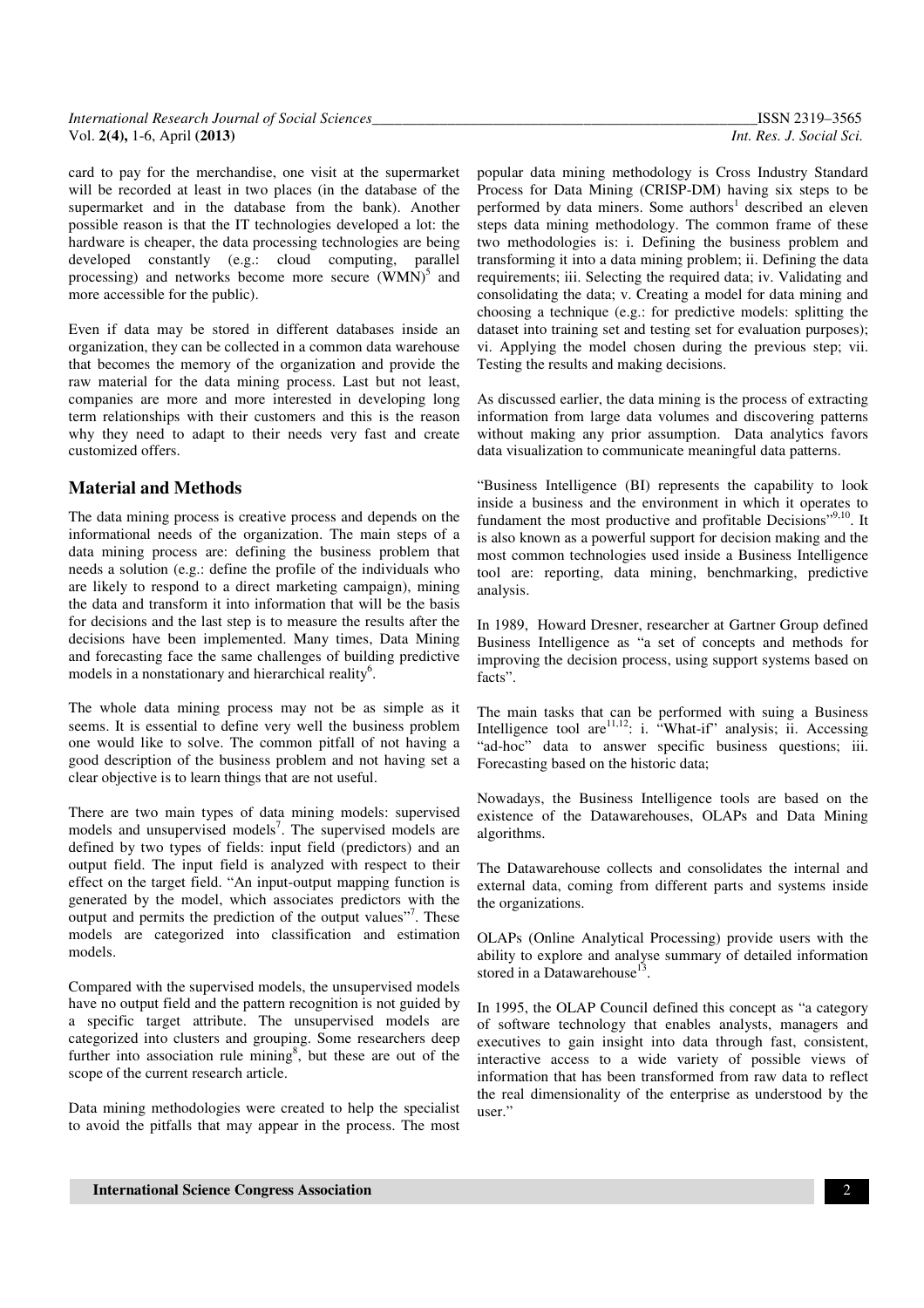card to pay for the merchandise, one visit at the supermarket will be recorded at least in two places (in the database of the supermarket and in the database from the bank). Another possible reason is that the IT technologies developed a lot: the hardware is cheaper, the data processing technologies are being developed constantly (e.g.: cloud computing, parallel processing) and networks become more secure (WMN)[5] and more accessible for the public).

Even if data may be stored in different databases inside an organization, they can be collected in a common data warehouse that becomes the memory of the organization and provide the raw material for the data mining process. Last but not least, companies are more and more interested in developing long term relationships with their customers and this is the reason why they need to adapt to their needs very fast and create customized offers.

## Material and Methods

The data mining process is creative process and depends on the informational needs of the organization. The main steps of a data mining process are: defining the business problem that needs a solution (e.g.: define the profile of the individuals who are likely to respond to a direct marketing campaign), mining the data and transform it into information that will be the basis for decisions and the last step is to measure the results after the decisions have been implemented. Many times, Data Mining and forecasting face the same challenges of building predictive models in a nonstationary and hierarchical reality[6].

The whole data mining process may not be as simple as it seems. It is essential to define very well the business problem one would like to solve. The common pitfall of not having a good description of the business problem and not having set a clear objective is to learn things that are not useful.

There are two main types of data mining models: supervised models and unsupervised models[7]. The supervised models are defined by two types of fields: input field (predictors) and an output field. The input field is analyzed with respect to their effect on the target field. "An input-output mapping function is generated by the model, which associates predictors with the output and permits the prediction of the output values"[7]. These models are categorized into classification and estimation models.

Compared with the supervised models, the unsupervised models have no output field and the pattern recognition is not guided by a specific target attribute. The unsupervised models are categorized into clusters and grouping. Some researchers deep further into association rule mining[8], but these are out of the scope of the current research article.

Data mining methodologies were created to help the specialist to avoid the pitfalls that may appear in the process. The most popular data mining methodology is Cross Industry Standard Process for Data Mining (CRISP-DM) having six steps to be performed by data miners. Some authors[1] described an eleven steps data mining methodology. The common frame of these two methodologies is: i. Defining the business problem and transforming it into a data mining problem; ii. Defining the data requirements; iii. Selecting the required data; iv. Validating and consolidating the data; v. Creating a model for data mining and choosing a technique (e.g.: for predictive models: splitting the dataset into training set and testing set for evaluation purposes); vi. Applying the model chosen during the previous step; vii. Testing the results and making decisions.

As discussed earlier, the data mining is the process of extracting information from large data volumes and discovering patterns without making any prior assumption. Data analytics favors data visualization to communicate meaningful data patterns.

"Business Intelligence (BI) represents the capability to look inside a business and the environment in which it operates to fundament the most productive and profitable Decisions"[9,10]. It is also known as a powerful support for decision making and the most common technologies used inside a Business Intelligence tool are: reporting, data mining, benchmarking, predictive analysis.

In 1989, Howard Dresner, researcher at Gartner Group defined Business Intelligence as "a set of concepts and methods for improving the decision process, using support systems based on facts".

The main tasks that can be performed with suing a Business Intelligence tool are[11,12]: i. "What-if" analysis; ii. Accessing "ad-hoc" data to answer specific business questions; iii. Forecasting based on the historic data;

Nowadays, the Business Intelligence tools are based on the existence of the Datawarehouses, OLAPs and Data Mining algorithms.

The Datawarehouse collects and consolidates the internal and external data, coming from different parts and systems inside the organizations.

OLAPs (Online Analytical Processing) provide users with the ability to explore and analyse summary of detailed information stored in a Datawarehouse[13].

In 1995, the OLAP Council defined this concept as "a category of software technology that enables analysts, managers and executives to gain insight into data through fast, consistent, interactive access to a wide variety of possible views of information that has been transformed from raw data to reflect the real dimensionality of the enterprise as understood by the user."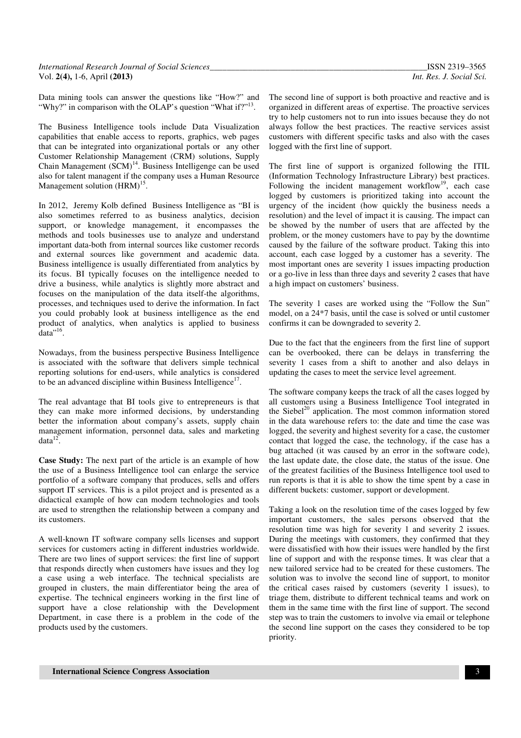Data mining tools can answer the questions like "How?" and "Why?" in comparison with the OLAP's question "What if?"[13].

The Business Intelligence tools include Data Visualization capabilities that enable access to reports, graphics, web pages that can be integrated into organizational portals or any other Customer Relationship Management (CRM) solutions, Supply Chain Management (SCM)[14]. Business Intelligenge can be used also for talent managent if the company uses a Human Resource Management solution (HRM)[15].

In 2012, Jeremy Kolb defined Business Intelligence as "BI is also sometimes referred to as business analytics, decision support, or knowledge management, it encompasses the methods and tools businesses use to analyze and understand important data-both from internal sources like customer records and external sources like government and academic data. Business intelligence is usually differentiated from analytics by its focus. BI typically focuses on the intelligence needed to drive a business, while analytics is slightly more abstract and focuses on the manipulation of the data itself-the algorithms, processes, and techniques used to derive the information. In fact you could probably look at business intelligence as the end product of analytics, when analytics is applied to business data"[16].

Nowadays, from the business perspective Business Intelligence is associated with the software that delivers simple technical reporting solutions for end-users, while analytics is considered to be an advanced discipline within Business Intelligence[17].

The real advantage that BI tools give to entrepreneurs is that they can make more informed decisions, by understanding better the information about company's assets, supply chain management information, personnel data, sales and marketing data[12].

**Case Study:** The next part of the article is an example of how the use of a Business Intelligence tool can enlarge the service portfolio of a software company that produces, sells and offers support IT services. This is a pilot project and is presented as a didactical example of how can modern technologies and tools are used to strengthen the relationship between a company and its customers.

A well-known IT software company sells licenses and support services for customers acting in different industries worldwide. There are two lines of support services: the first line of support that responds directly when customers have issues and they log a case using a web interface. The technical specialists are grouped in clusters, the main differentiator being the area of expertise. The technical engineers working in the first line of support have a close relationship with the Development Department, in case there is a problem in the code of the products used by the customers.

The second line of support is both proactive and reactive and is organized in different areas of expertise. The proactive services try to help customers not to run into issues because they do not always follow the best practices. The reactive services assist customers with different specific tasks and also with the cases logged with the first line of support.

The first line of support is organized following the ITIL (Information Technology Infrastructure Library) best practices. Following the incident management workflow[19], each case logged by customers is prioritized taking into account the urgency of the incident (how quickly the business needs a resolution) and the level of impact it is causing. The impact can be showed by the number of users that are affected by the problem, or the money customers have to pay by the downtime caused by the failure of the software product. Taking this into account, each case logged by a customer has a severity. The most important ones are severity 1 issues impacting production or a go-live in less than three days and severity 2 cases that have a high impact on customers' business.

The severity 1 cases are worked using the "Follow the Sun" model, on a 24*7 basis, until the case is solved or until customer confirms it can be downgraded to severity 2.

Due to the fact that the engineers from the first line of support can be overbooked, there can be delays in transferring the severity 1 cases from a shift to another and also delays in updating the cases to meet the service level agreement.

The software company keeps the track of all the cases logged by all customers using a Business Intelligence Tool integrated in the Siebel[20] application. The most common information stored in the data warehouse refers to: the date and time the case was logged, the severity and highest severity for a case, the customer contact that logged the case, the technology, if the case has a bug attached (it was caused by an error in the software code), the last update date, the close date, the status of the issue. One of the greatest facilities of the Business Intelligence tool used to run reports is that it is able to show the time spent by a case in different buckets: customer, support or development.

Taking a look on the resolution time of the cases logged by few important customers, the sales persons observed that the resolution time was high for severity 1 and severity 2 issues. During the meetings with customers, they confirmed that they were dissatisfied with how their issues were handled by the first line of support and with the response times. It was clear that a new tailored service had to be created for these customers. The solution was to involve the second line of support, to monitor the critical cases raised by customers (severity 1 issues), to triage them, distribute to different technical teams and work on them in the same time with the first line of support. The second step was to train the customers to involve via email or telephone the second line support on the cases they considered to be top priority.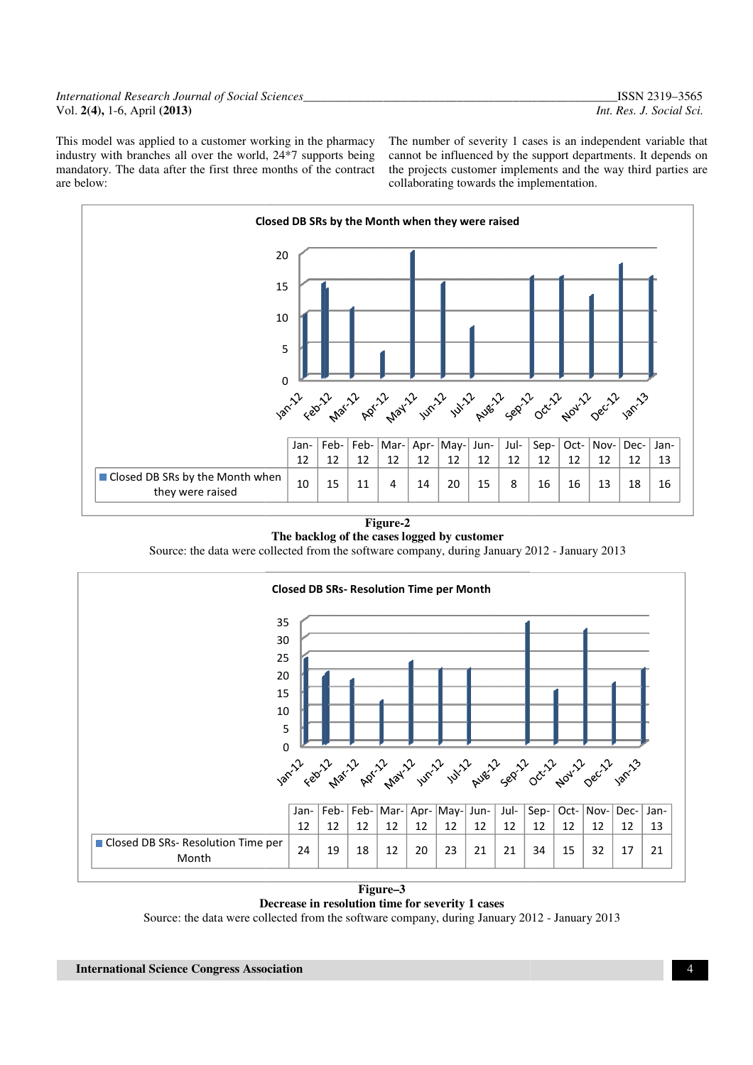This model was applied to a customer working in the pharmacy industry with branches all over the world, 24*7 supports being mandatory. The data after the first three months of the contract are below:

The number of severity 1 cases is an independent variable that cannot be influenced by the support departments. It depends on the projects customer implements and the way third parties are collaborating towards the implementation.

**Closed DB SRs by the Month when they were raised**

| | Jan-12 | Feb-12 | Feb-12 | Mar-12 | Apr-12 | May-12 | Jun-12 | Jul-12 | Sep-12 | Oct-12 | Nov-12 | Dec-12 | Jan-13 |
|---|---|---|---|---|---|---|---|---|---|---|---|---|---|
| Closed DB SRs by the Month when they were raised | 10 | 15 | 11 | 4 | 14 | 20 | 15 | 8 | 16 | 16 | 13 | 18 | 16 |

**Figure-2**

**The backlog of the cases logged by customer**

Source: the data were collected from the software company, during January 2012 - January 2013

**Closed DB SRs- Resolution Time per Month**

| | Jan-12 | Feb-12 | Feb-12 | Mar-12 | Apr-12 | May-12 | Jun-12 | Jul-12 | Sep-12 | Oct-12 | Nov-12 | Dec-12 | Jan-13 |
|---|---|---|---|---|---|---|---|---|---|---|---|---|---|
| Closed DB SRs- Resolution Time per Month | 24 | 19 | 18 | 12 | 20 | 23 | 21 | 21 | 34 | 15 | 32 | 17 | 21 |

**Figure–3**

**Decrease in resolution time for severity 1 cases**

Source: the data were collected from the software company, during January 2012 - January 2013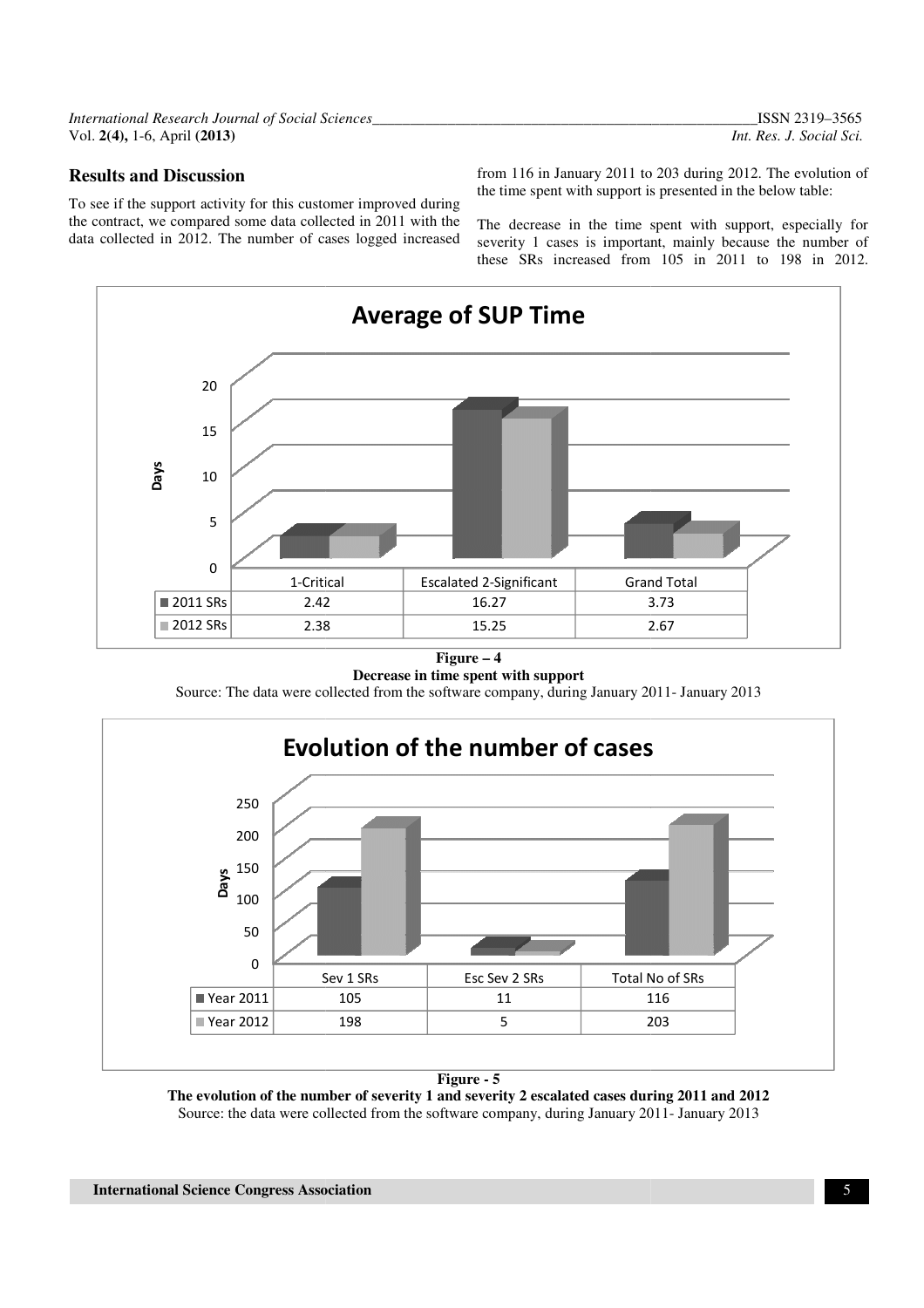## Results and Discussion

To see if the support activity for this customer improved during the contract, we compared some data collected in 2011 with the data collected in 2012. The number of cases logged increased from 116 in January 2011 to 203 during 2012. The evolution of the time spent with support is presented in the below table:

The decrease in the time spent with support, especially for severity 1 cases is important, mainly because the number of these SRs increased from 105 in 2011 to 198 in 2012.

**Average of SUP Time**

| | 1-Critical | Escalated 2-Significant | Grand Total |
|---|---|---|---|
| 2011 SRs | 2.42 | 16.27 | 3.73 |
| 2012 SRs | 2.38 | 15.25 | 2.67 |

**Figure – 4**
**Decrease in time spent with support**
Source: The data were collected from the software company, during January 2011- January 2013

**Evolution of the number of cases**

| | Sev 1 SRs | Esc Sev 2 SRs | Total No of SRs |
|---|---|---|---|
| Year 2011 | 105 | 11 | 116 |
| Year 2012 | 198 | 5 | 203 |

**Figure - 5**
**The evolution of the number of severity 1 and severity 2 escalated cases during 2011 and 2012**
Source: the data were collected from the software company, during January 2011- January 2013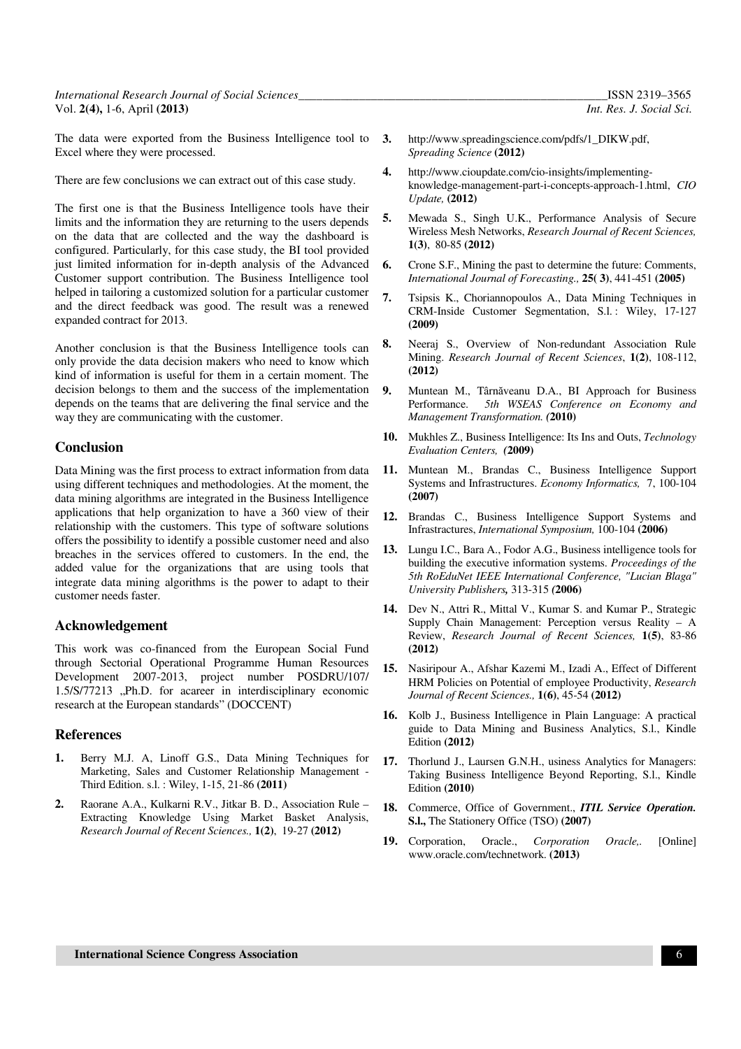The data were exported from the Business Intelligence tool to Excel where they were processed.

There are few conclusions we can extract out of this case study.

The first one is that the Business Intelligence tools have their limits and the information they are returning to the users depends on the data that are collected and the way the dashboard is configured. Particularly, for this case study, the BI tool provided just limited information for in-depth analysis of the Advanced Customer support contribution. The Business Intelligence tool helped in tailoring a customized solution for a particular customer and the direct feedback was good. The result was a renewed expanded contract for 2013.

Another conclusion is that the Business Intelligence tools can only provide the data decision makers who need to know which kind of information is useful for them in a certain moment. The decision belongs to them and the success of the implementation depends on the teams that are delivering the final service and the way they are communicating with the customer.

## Conclusion

Data Mining was the first process to extract information from data using different techniques and methodologies. At the moment, the data mining algorithms are integrated in the Business Intelligence applications that help organization to have a 360 view of their relationship with the customers. This type of software solutions offers the possibility to identify a possible customer need and also breaches in the services offered to customers. In the end, the added value for the organizations that are using tools that integrate data mining algorithms is the power to adapt to their customer needs faster.

## Acknowledgement

This work was co-financed from the European Social Fund through Sectorial Operational Programme Human Resources Development 2007-2013, project number POSDRU/107/ 1.5/S/77213 „Ph.D. for acareer in interdisciplinary economic research at the European standards" (DOCCENT)

## References

1. Berry M.J. A, Linoff G.S., Data Mining Techniques for Marketing, Sales and Customer Relationship Management - Third Edition. s.l. : Wiley, 1-15, 21-86 **(2011)**

2. Raorane A.A., Kulkarni R.V., Jitkar B. D., Association Rule – Extracting Knowledge Using Market Basket Analysis, *Research Journal of Recent Sciences.,* **1(2)**, 19-27 **(2012)**

3. http://www.spreadingscience.com/pdfs/1_DIKW.pdf, *Spreading Science* **(2012)**

4. http://www.cioupdate.com/cio-insights/implementing-knowledge-management-part-i-concepts-approach-1.html, *CIO Update,* **(2012)**

5. Mewada S., Singh U.K., Performance Analysis of Secure Wireless Mesh Networks, *Research Journal of Recent Sciences,* **1(3)**, 80-85 **(2012)**

6. Crone S.F., Mining the past to determine the future: Comments, *International Journal of Forecasting.,* **25( 3)**, 441-451 **(2005)**

7. Tsipsis K., Choriannopoulos A., Data Mining Techniques in CRM-Inside Customer Segmentation, S.l. : Wiley, 17-127 **(2009)**

8. Neeraj S., Overview of Non-redundant Association Rule Mining. *Research Journal of Recent Sciences*, **1(2)**, 108-112, **(2012)**

9. Muntean M., Târnăveanu D.A., BI Approach for Business Performance. *5th WSEAS Conference on Economy and Management Transformation.* **(2010)**

10. Mukhles Z., Business Intelligence: Its Ins and Outs, *Technology Evaluation Centers,* **(2009)**

11. Muntean M., Brandas C., Business Intelligence Support Systems and Infrastructures. *Economy Informatics,* 7, 100-104 **(2007)**

12. Brandas C., Business Intelligence Support Systems and Infrastractures, *International Symposium,* 100-104 **(2006)**

13. Lungu I.C., Bara A., Fodor A.G., Business intelligence tools for building the executive information systems. *Proceedings of the 5th RoEduNet IEEE International Conference, "Lucian Blaga" University Publishers,* 313-315 **(2006)**

14. Dev N., Attri R., Mittal V., Kumar S. and Kumar P., Strategic Supply Chain Management: Perception versus Reality – A Review, *Research Journal of Recent Sciences,* **1(5)**, 83-86 **(2012)**

15. Nasiripour A., Afshar Kazemi M., Izadi A., Effect of Different HRM Policies on Potential of employee Productivity, *Research Journal of Recent Sciences.,* **1(6)**, 45-54 **(2012)**

16. Kolb J., Business Intelligence in Plain Language: A practical guide to Data Mining and Business Analytics, S.l., Kindle Edition **(2012)**

17. Thorlund J., Laursen G.N.H., usiness Analytics for Managers: Taking Business Intelligence Beyond Reporting, S.l., Kindle Edition **(2010)**

18. Commerce, Office of Government., ***ITIL Service Operation.* S.l.,** The Stationery Office (TSO) **(2007)**

19. Corporation, Oracle., *Corporation Oracle,.* [Online] www.oracle.com/technetwork. **(2013)**